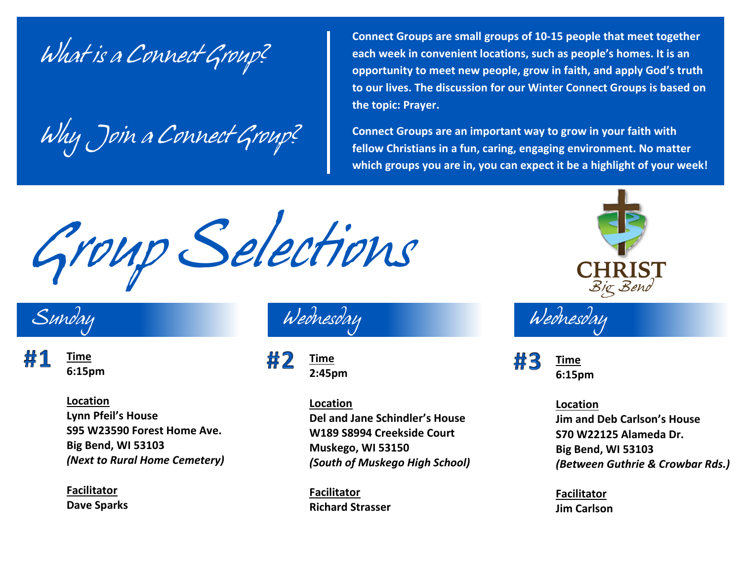## What is a Connect Group?

**Connect Groups are small groups of 10-15 people that meet together each week in convenient locations, such as people's homes. It is an opportunity to meet new people, grow in faith, and apply God's truth to our lives. The discussion for our Winter Connect Groups is based on the topic: Prayer.**

## Why Join a Connect Group?

**Connect Groups are an important way to grow in your faith with fellow Christians in a fun, caring, engaging environment. No matter which groups you are in, you can expect it be a highlight of your week!**

# Group Selections

CHRIST Big Bend

## Sunday

### #1

**Time**
**6:15pm**

**Location**
**Lynn Pfeil's House**
**S95 W23590 Forest Home Ave.**
**Big Bend, WI 53103**
***(Next to Rural Home Cemetery)***

**Facilitator**
**Dave Sparks**

## Wednesday

### #2

**Time**
**2:45pm**

**Location**
**Del and Jane Schindler's House**
**W189 S8994 Creekside Court**
**Muskego, WI 53150**
***(South of Muskego High School)***

**Facilitator**
**Richard Strasser**

## Wednesday

### #3

**Time**
**6:15pm**

**Location**
**Jim and Deb Carlson's House**
**S70 W22125 Alameda Dr.**
**Big Bend, WI 53103**
***(Between Guthrie & Crowbar Rds.)***

**Facilitator**
**Jim Carlson**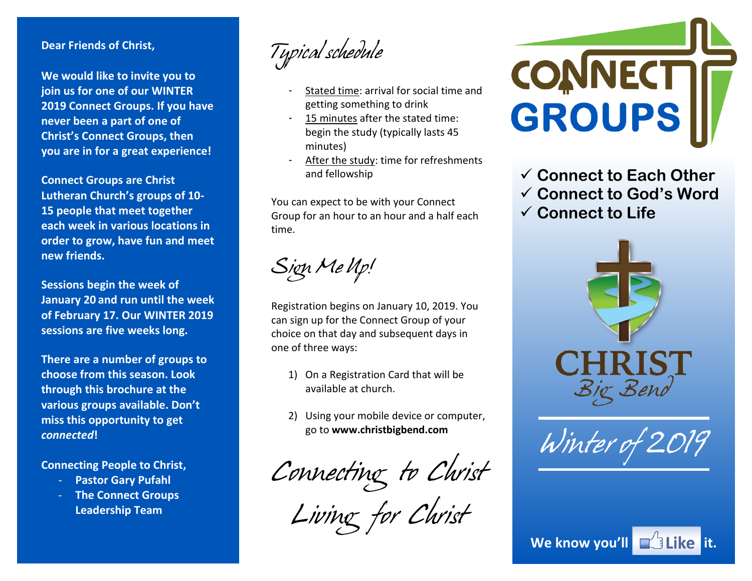Dear Friends of Christ,

We would like to invite you to join us for one of our WINTER 2019 Connect Groups. If you have never been a part of one of Christ's Connect Groups, then you are in for a great experience!

Connect Groups are Christ Lutheran Church's groups of 10-15 people that meet together each week in various locations in order to grow, have fun and meet new friends.

Sessions begin the week of January 20 and run until the week of February 17. Our WINTER 2019 sessions are five weeks long.

There are a number of groups to choose from this season. Look through this brochure at the various groups available. Don't miss this opportunity to get *connected*!

Connecting People to Christ,

- Pastor Gary Pufahl
- The Connect Groups Leadership Team

## Typical schedule

- Stated time: arrival for social time and getting something to drink
- 15 minutes after the stated time: begin the study (typically lasts 45 minutes)
- After the study: time for refreshments and fellowship

You can expect to be with your Connect Group for an hour to an hour and a half each time.

## Sign Me Up!

Registration begins on January 10, 2019. You can sign up for the Connect Group of your choice on that day and subsequent days in one of three ways:

1) On a Registration Card that will be available at church.
2) Using your mobile device or computer, go to **www.christbigbend.com**

*Connecting to Christ*
*Living for Christ*

# CONNECT GROUPS

- ✓ Connect to Each Other
- ✓ Connect to God's Word
- ✓ Connect to Life

CHRIST
Big Bend

## Winter of 2019

We know you'll Like it.